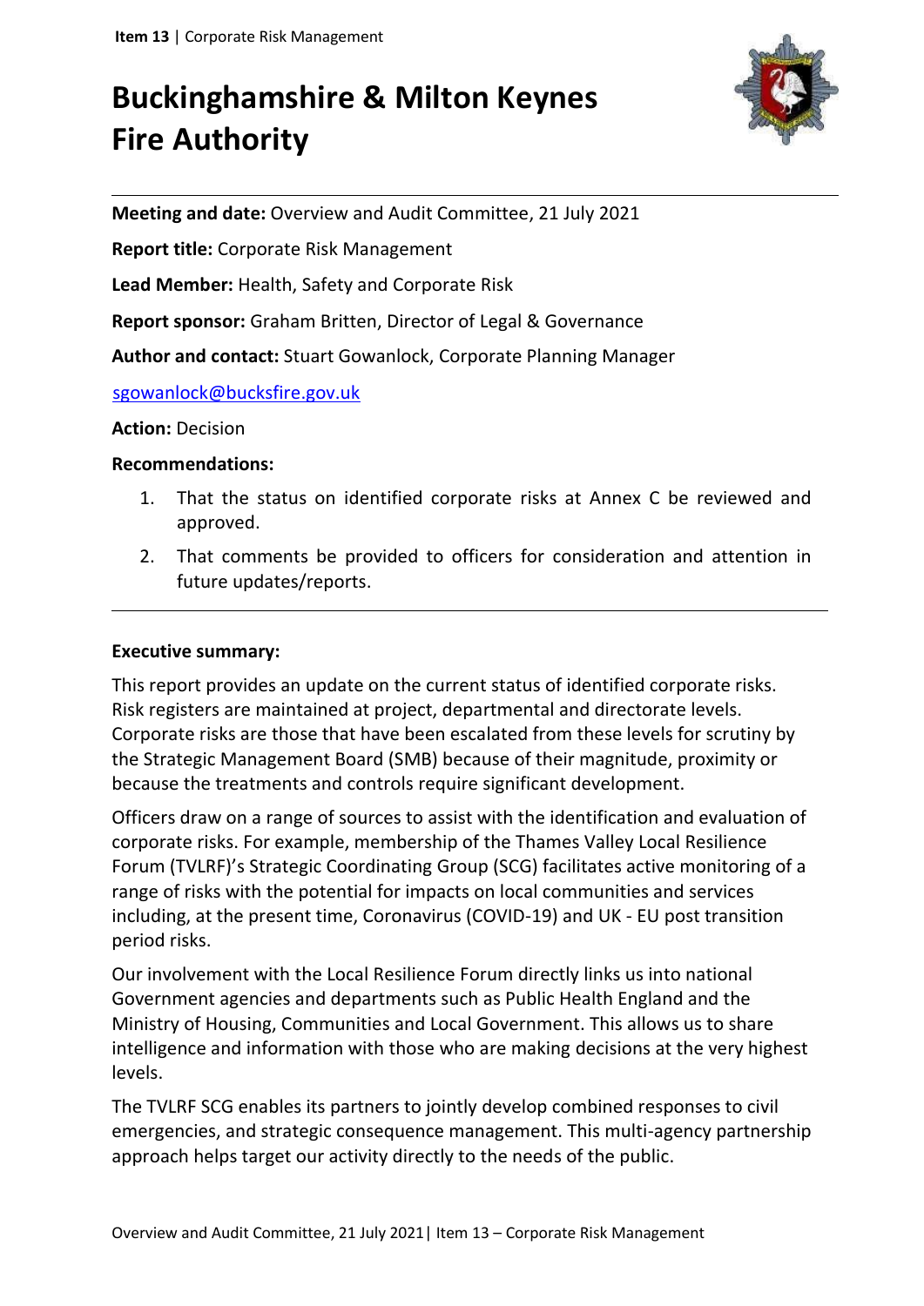**Item 13** | Corporate Risk Management

# Buckinghamshire & Milton Keynes Fire Authority

**Meeting and date:** Overview and Audit Committee, 21 July 2021

**Report title:** Corporate Risk Management

**Lead Member:** Health, Safety and Corporate Risk

**Report sponsor:** Graham Britten, Director of Legal & Governance

**Author and contact:** Stuart Gowanlock, Corporate Planning Manager

sgowanlock@bucksfire.gov.uk

**Action:** Decision

**Recommendations:**

1. That the status on identified corporate risks at Annex C be reviewed and approved.
2. That comments be provided to officers for consideration and attention in future updates/reports.

**Executive summary:**

This report provides an update on the current status of identified corporate risks. Risk registers are maintained at project, departmental and directorate levels. Corporate risks are those that have been escalated from these levels for scrutiny by the Strategic Management Board (SMB) because of their magnitude, proximity or because the treatments and controls require significant development.

Officers draw on a range of sources to assist with the identification and evaluation of corporate risks. For example, membership of the Thames Valley Local Resilience Forum (TVLRF)'s Strategic Coordinating Group (SCG) facilitates active monitoring of a range of risks with the potential for impacts on local communities and services including, at the present time, Coronavirus (COVID-19) and UK - EU post transition period risks.

Our involvement with the Local Resilience Forum directly links us into national Government agencies and departments such as Public Health England and the Ministry of Housing, Communities and Local Government. This allows us to share intelligence and information with those who are making decisions at the very highest levels.

The TVLRF SCG enables its partners to jointly develop combined responses to civil emergencies, and strategic consequence management. This multi-agency partnership approach helps target our activity directly to the needs of the public.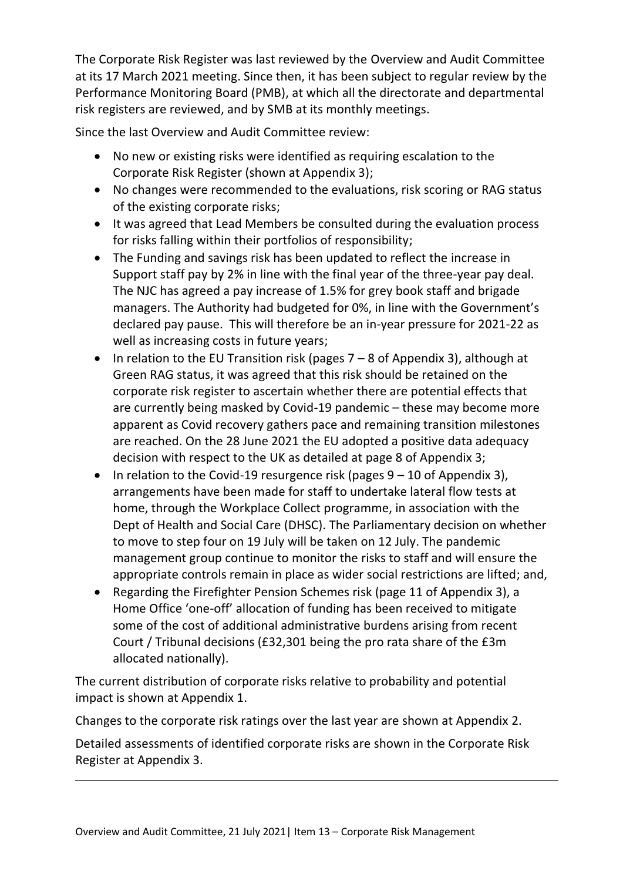The Corporate Risk Register was last reviewed by the Overview and Audit Committee at its 17 March 2021 meeting. Since then, it has been subject to regular review by the Performance Monitoring Board (PMB), at which all the directorate and departmental risk registers are reviewed, and by SMB at its monthly meetings.

Since the last Overview and Audit Committee review:

- No new or existing risks were identified as requiring escalation to the Corporate Risk Register (shown at Appendix 3);
- No changes were recommended to the evaluations, risk scoring or RAG status of the existing corporate risks;
- It was agreed that Lead Members be consulted during the evaluation process for risks falling within their portfolios of responsibility;
- The Funding and savings risk has been updated to reflect the increase in Support staff pay by 2% in line with the final year of the three-year pay deal. The NJC has agreed a pay increase of 1.5% for grey book staff and brigade managers. The Authority had budgeted for 0%, in line with the Government's declared pay pause. This will therefore be an in-year pressure for 2021-22 as well as increasing costs in future years;
- In relation to the EU Transition risk (pages 7 – 8 of Appendix 3), although at Green RAG status, it was agreed that this risk should be retained on the corporate risk register to ascertain whether there are potential effects that are currently being masked by Covid-19 pandemic – these may become more apparent as Covid recovery gathers pace and remaining transition milestones are reached. On the 28 June 2021 the EU adopted a positive data adequacy decision with respect to the UK as detailed at page 8 of Appendix 3;
- In relation to the Covid-19 resurgence risk (pages 9 – 10 of Appendix 3), arrangements have been made for staff to undertake lateral flow tests at home, through the Workplace Collect programme, in association with the Dept of Health and Social Care (DHSC). The Parliamentary decision on whether to move to step four on 19 July will be taken on 12 July. The pandemic management group continue to monitor the risks to staff and will ensure the appropriate controls remain in place as wider social restrictions are lifted; and,
- Regarding the Firefighter Pension Schemes risk (page 11 of Appendix 3), a Home Office 'one-off' allocation of funding has been received to mitigate some of the cost of additional administrative burdens arising from recent Court / Tribunal decisions (£32,301 being the pro rata share of the £3m allocated nationally).

The current distribution of corporate risks relative to probability and potential impact is shown at Appendix 1.

Changes to the corporate risk ratings over the last year are shown at Appendix 2.

Detailed assessments of identified corporate risks are shown in the Corporate Risk Register at Appendix 3.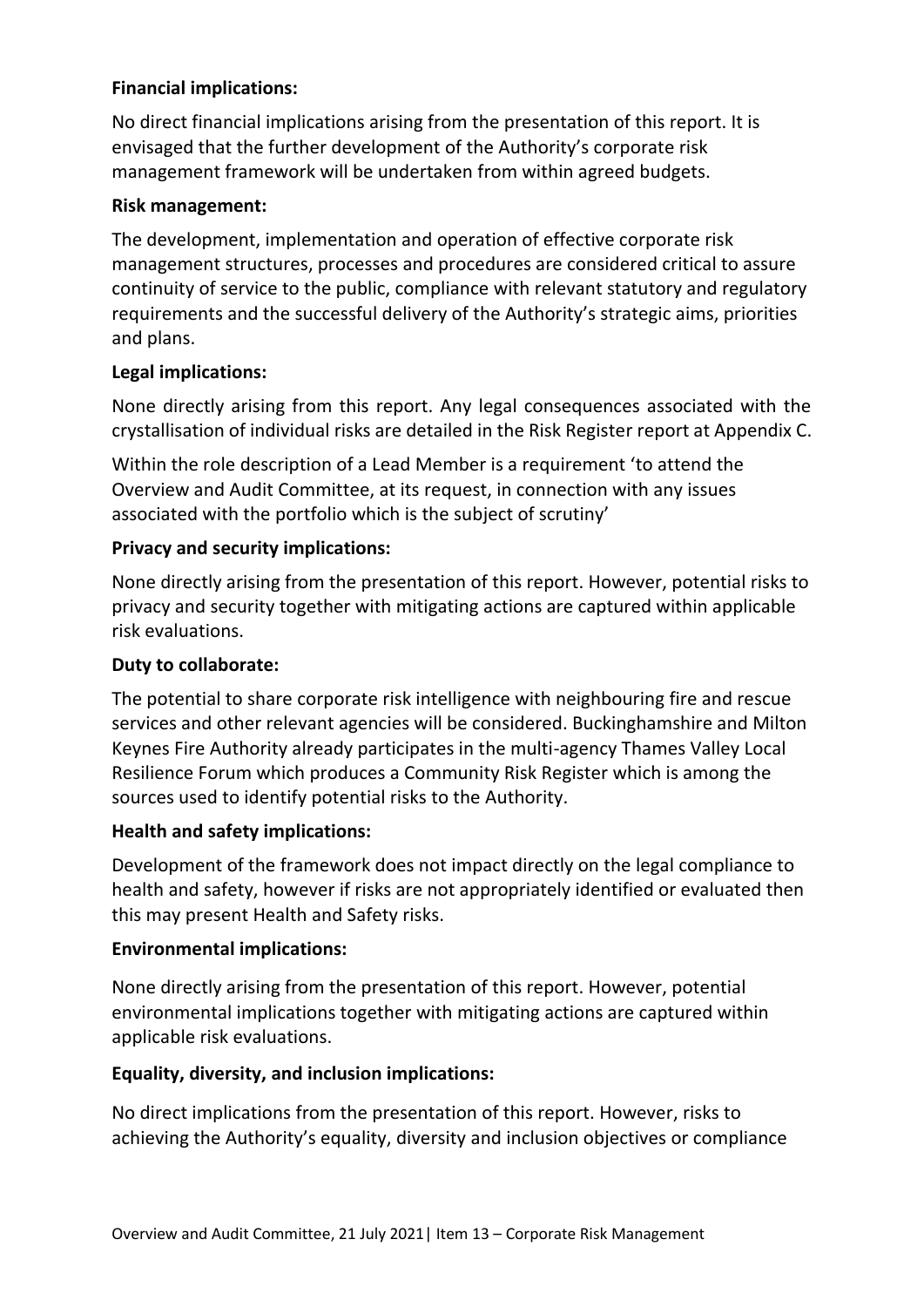**Financial implications:**

No direct financial implications arising from the presentation of this report. It is envisaged that the further development of the Authority's corporate risk management framework will be undertaken from within agreed budgets.

**Risk management:**

The development, implementation and operation of effective corporate risk management structures, processes and procedures are considered critical to assure continuity of service to the public, compliance with relevant statutory and regulatory requirements and the successful delivery of the Authority's strategic aims, priorities and plans.

**Legal implications:**

None directly arising from this report. Any legal consequences associated with the crystallisation of individual risks are detailed in the Risk Register report at Appendix C.

Within the role description of a Lead Member is a requirement 'to attend the Overview and Audit Committee, at its request, in connection with any issues associated with the portfolio which is the subject of scrutiny'

**Privacy and security implications:**

None directly arising from the presentation of this report. However, potential risks to privacy and security together with mitigating actions are captured within applicable risk evaluations.

**Duty to collaborate:**

The potential to share corporate risk intelligence with neighbouring fire and rescue services and other relevant agencies will be considered. Buckinghamshire and Milton Keynes Fire Authority already participates in the multi-agency Thames Valley Local Resilience Forum which produces a Community Risk Register which is among the sources used to identify potential risks to the Authority.

**Health and safety implications:**

Development of the framework does not impact directly on the legal compliance to health and safety, however if risks are not appropriately identified or evaluated then this may present Health and Safety risks.

**Environmental implications:**

None directly arising from the presentation of this report. However, potential environmental implications together with mitigating actions are captured within applicable risk evaluations.

**Equality, diversity, and inclusion implications:**

No direct implications from the presentation of this report. However, risks to achieving the Authority's equality, diversity and inclusion objectives or compliance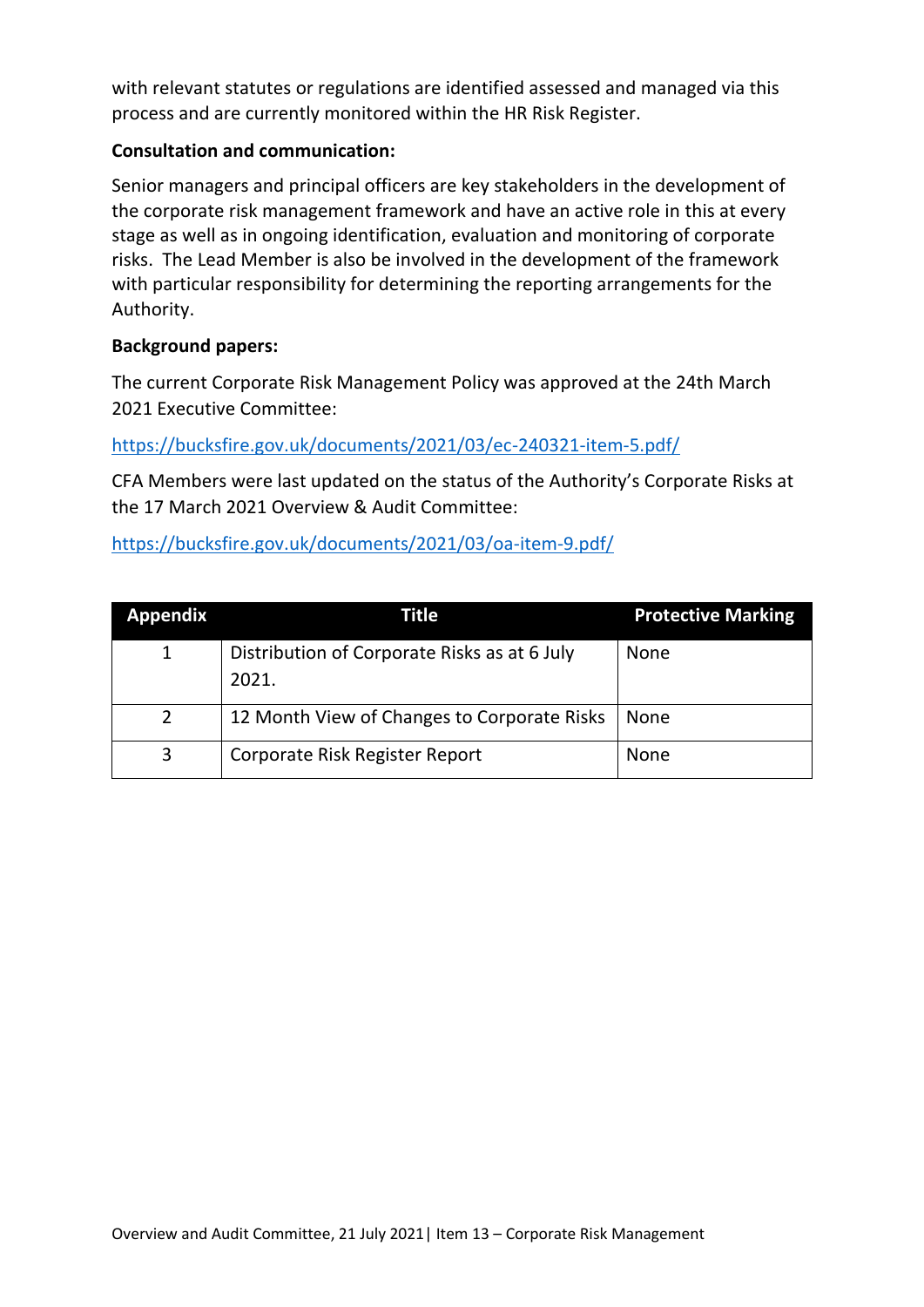with relevant statutes or regulations are identified assessed and managed via this process and are currently monitored within the HR Risk Register.

**Consultation and communication:**

Senior managers and principal officers are key stakeholders in the development of the corporate risk management framework and have an active role in this at every stage as well as in ongoing identification, evaluation and monitoring of corporate risks. The Lead Member is also be involved in the development of the framework with particular responsibility for determining the reporting arrangements for the Authority.

**Background papers:**

The current Corporate Risk Management Policy was approved at the 24th March 2021 Executive Committee:

https://bucksfire.gov.uk/documents/2021/03/ec-240321-item-5.pdf/

CFA Members were last updated on the status of the Authority's Corporate Risks at the 17 March 2021 Overview & Audit Committee:

https://bucksfire.gov.uk/documents/2021/03/oa-item-9.pdf/

| Appendix | Title | Protective Marking |
|---|---|---|
| 1 | Distribution of Corporate Risks as at 6 July 2021. | None |
| 2 | 12 Month View of Changes to Corporate Risks | None |
| 3 | Corporate Risk Register Report | None |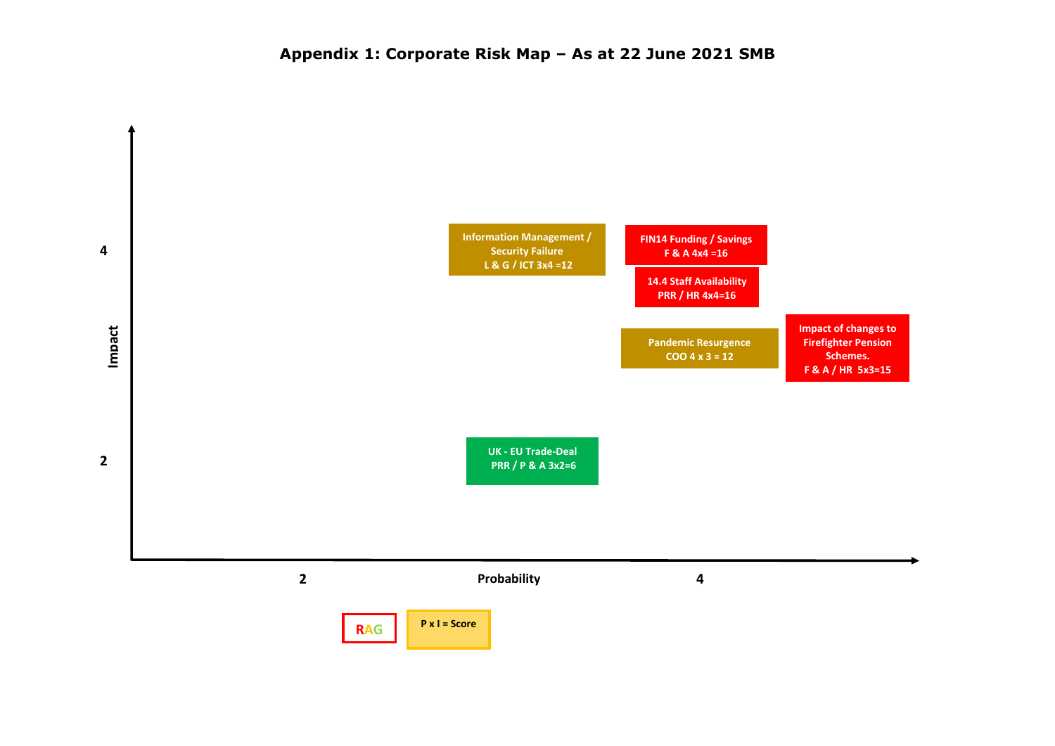# Appendix 1: Corporate Risk Map – As at 22 June 2021 SMB

Impact

4

2

Information Management / Security Failure
L & G / ICT 3x4 =12

FIN14 Funding / Savings
F & A 4x4 =16

14.4 Staff Availability
PRR / HR 4x4=16

Pandemic Resurgence
COO 4 x 3 = 12

Impact of changes to Firefighter Pension Schemes.
F & A / HR 5x3=15

UK - EU Trade-Deal
PRR / P & A 3x2=6

2 Probability 4

RAG

P x I = Score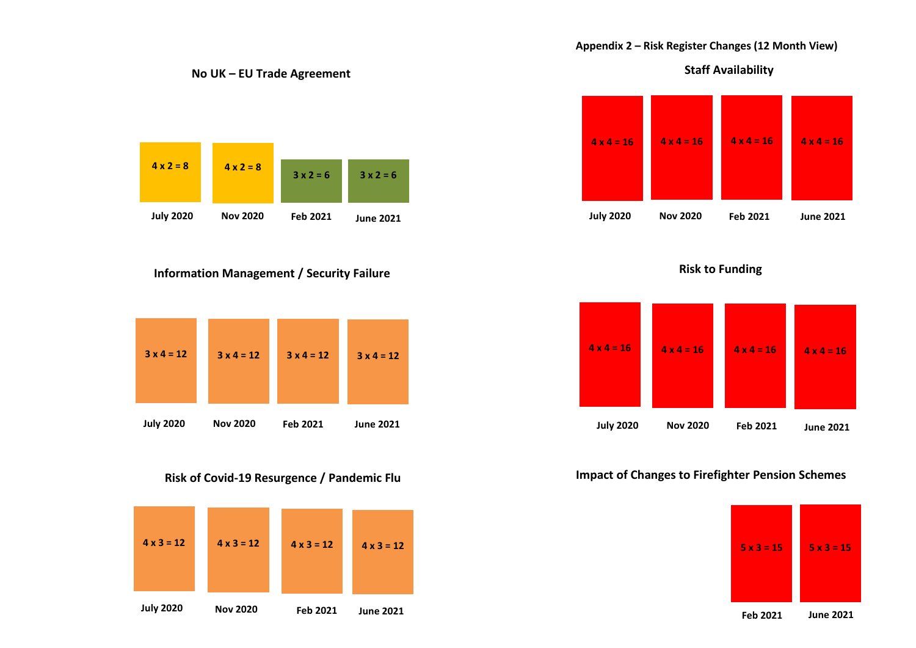## Appendix 2 – Risk Register Changes (12 Month View)

### Staff Availability

| July 2020 | Nov 2020 | Feb 2021 | June 2021 |
|---|---|---|---|
| 4 x 4 = 16 | 4 x 4 = 16 | 4 x 4 = 16 | 4 x 4 = 16 |

### Risk to Funding

| July 2020 | Nov 2020 | Feb 2021 | June 2021 |
|---|---|---|---|
| 4 x 4 = 16 | 4 x 4 = 16 | 4 x 4 = 16 | 4 x 4 = 16 |

### Impact of Changes to Firefighter Pension Schemes

| Feb 2021 | June 2021 |
|---|---|
| 5 x 3 = 15 | 5 x 3 = 15 |

### No UK – EU Trade Agreement

| July 2020 | Nov 2020 | Feb 2021 | June 2021 |
|---|---|---|---|
| 4 x 2 = 8 | 4 x 2 = 8 | 3 x 2 = 6 | 3 x 2 = 6 |

### Information Management / Security Failure

| July 2020 | Nov 2020 | Feb 2021 | June 2021 |
|---|---|---|---|
| 3 x 4 = 12 | 3 x 4 = 12 | 3 x 4 = 12 | 3 x 4 = 12 |

### Risk of Covid-19 Resurgence / Pandemic Flu

| July 2020 | Nov 2020 | Feb 2021 | June 2021 |
|---|---|---|---|
| 4 x 3 = 12 | 4 x 3 = 12 | 4 x 3 = 12 | 4 x 3 = 12 |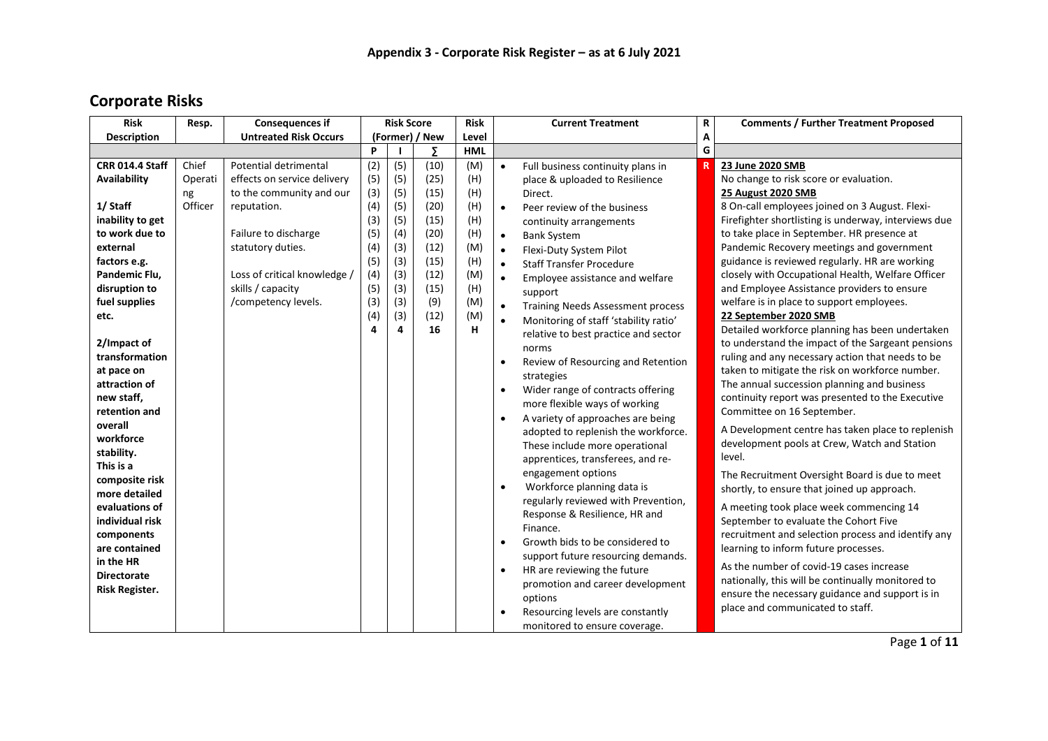## Appendix 3 - Corporate Risk Register – as at 6 July 2021

# Corporate Risks

| Risk Description | Resp. | Consequences if Untreated Risk Occurs | Risk Score (Former) / New | | | Risk Level | Current Treatment | RAG | Comments / Further Treatment Proposed |
|---|---|---|---|---|---|---|---|---|---|
| | | | P | I | ∑ | HML | | | |
| **CRR 014.4 Staff Availability**<br><br>**1/ Staff inability to get to work due to external factors e.g. Pandemic Flu, disruption to fuel supplies etc.**<br><br>**2/Impact of transformation at pace on attraction of new staff, retention and overall workforce stability. This is a composite risk more detailed evaluations of individual risk components are contained in the HR Directorate Risk Register.** | Chief Operating Officer | Potential detrimental effects on service delivery to the community and our reputation.<br><br>Failure to discharge statutory duties.<br><br>Loss of critical knowledge / skills / capacity /competency levels. | (2)<br>(5)<br>(3)<br>(4)<br>(3)<br>(5)<br>(4)<br>(5)<br>(4)<br>(5)<br>(3)<br>(4)<br>4 | (5)<br>(5)<br>(5)<br>(5)<br>(5)<br>(4)<br>(3)<br>(3)<br>(3)<br>(3)<br>(3)<br>(3)<br>4 | (10)<br>(25)<br>(15)<br>(20)<br>(15)<br>(20)<br>(12)<br>(15)<br>(12)<br>(15)<br>(9)<br>(12)<br>16 | (M)<br>(H)<br>(H)<br>(H)<br>(H)<br>(H)<br>(M)<br>(H)<br>(M)<br>(H)<br>(M)<br>(M)<br>H | • Full business continuity plans in place & uploaded to Resilience Direct.<br>• Peer review of the business continuity arrangements<br>• Bank System<br>• Flexi-Duty System Pilot<br>• Staff Transfer Procedure<br>• Employee assistance and welfare support<br>• Training Needs Assessment process<br>• Monitoring of staff 'stability ratio' relative to best practice and sector norms<br>• Review of Resourcing and Retention strategies<br>• Wider range of contracts offering more flexible ways of working<br>• A variety of approaches are being adopted to replenish the workforce. These include more operational apprentices, transferees, and re-engagement options<br>• Workforce planning data is regularly reviewed with Prevention, Response & Resilience, HR and Finance.<br>• Growth bids to be considered to support future resourcing demands.<br>• HR are reviewing the future promotion and career development options<br>• Resourcing levels are constantly monitored to ensure coverage. | R | **23 June 2020 SMB**<br>No change to risk score or evaluation.<br>**25 August 2020 SMB**<br>8 On-call employees joined on 3 August. Flexi-Firefighter shortlisting is underway, interviews due to take place in September. HR presence at Pandemic Recovery meetings and government guidance is reviewed regularly. HR are working closely with Occupational Health, Welfare Officer and Employee Assistance providers to ensure welfare is in place to support employees.<br>**22 September 2020 SMB**<br>Detailed workforce planning has been undertaken to understand the impact of the Sargeant pensions ruling and any necessary action that needs to be taken to mitigate the risk on workforce number. The annual succession planning and business continuity report was presented to the Executive Committee on 16 September.<br><br>A Development centre has taken place to replenish development pools at Crew, Watch and Station level.<br><br>The Recruitment Oversight Board is due to meet shortly, to ensure that joined up approach.<br><br>A meeting took place week commencing 14 September to evaluate the Cohort Five recruitment and selection process and identify any learning to inform future processes.<br><br>As the number of covid-19 cases increase nationally, this will be continually monitored to ensure the necessary guidance and support is in place and communicated to staff. |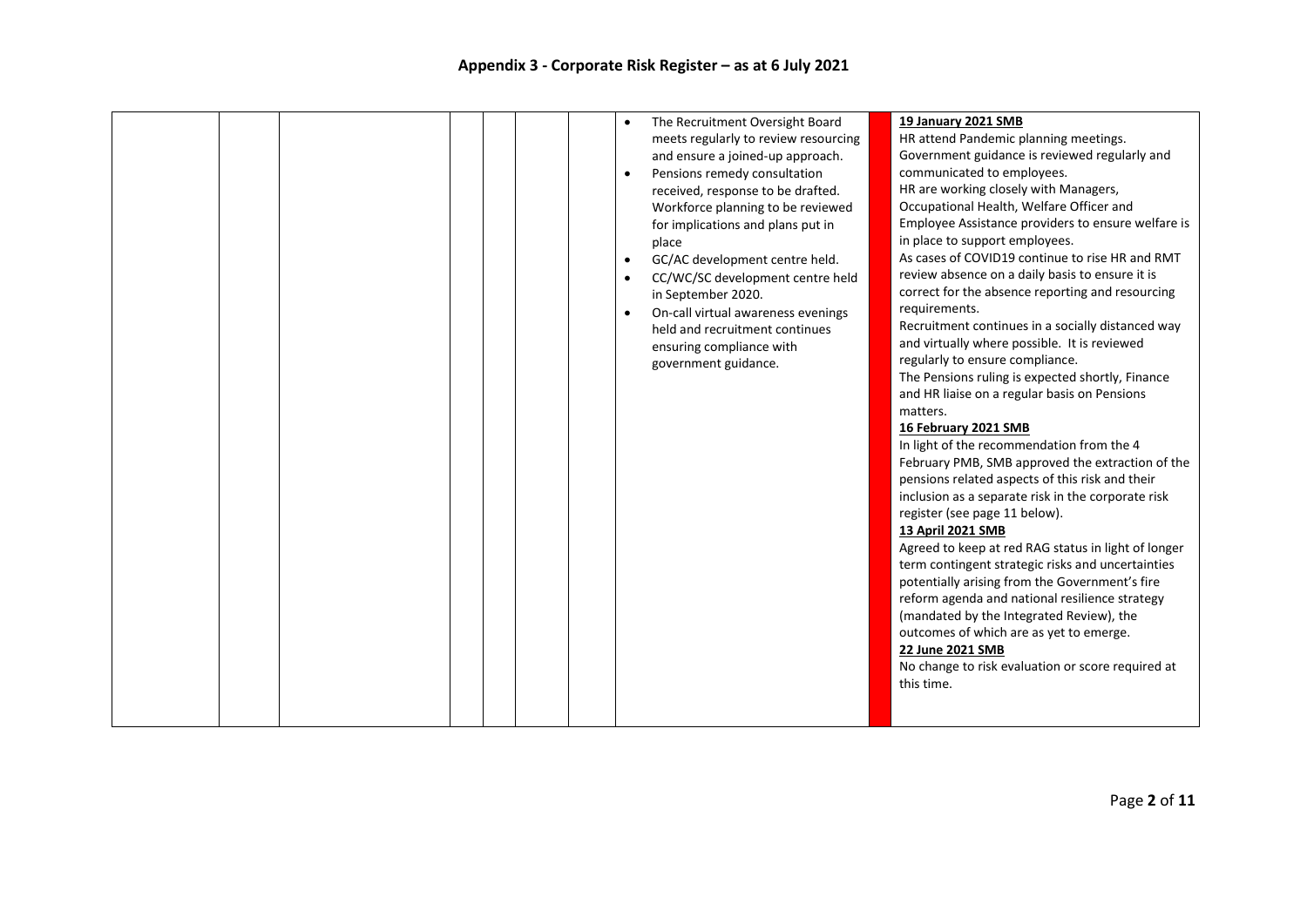# Appendix 3 - Corporate Risk Register – as at 6 July 2021

| | | | | | | | | | |
|---|---|---|---|---|---|---|---|---|---|
| | | | | | | | • The Recruitment Oversight Board meets regularly to review resourcing and ensure a joined-up approach.<br>• Pensions remedy consultation received, response to be drafted. Workforce planning to be reviewed for implications and plans put in place<br>• GC/AC development centre held.<br>• CC/WC/SC development centre held in September 2020.<br>• On-call virtual awareness evenings held and recruitment continues ensuring compliance with government guidance. | | **19 January 2021 SMB**<br>HR attend Pandemic planning meetings.<br>Government guidance is reviewed regularly and communicated to employees.<br>HR are working closely with Managers, Occupational Health, Welfare Officer and Employee Assistance providers to ensure welfare is in place to support employees.<br>As cases of COVID19 continue to rise HR and RMT review absence on a daily basis to ensure it is correct for the absence reporting and resourcing requirements.<br>Recruitment continues in a socially distanced way and virtually where possible. It is reviewed regularly to ensure compliance.<br>The Pensions ruling is expected shortly, Finance and HR liaise on a regular basis on Pensions matters.<br>**16 February 2021 SMB**<br>In light of the recommendation from the 4 February PMB, SMB approved the extraction of the pensions related aspects of this risk and their inclusion as a separate risk in the corporate risk register (see page 11 below).<br>**13 April 2021 SMB**<br>Agreed to keep at red RAG status in light of longer term contingent strategic risks and uncertainties potentially arising from the Government's fire reform agenda and national resilience strategy (mandated by the Integrated Review), the outcomes of which are as yet to emerge.<br>**22 June 2021 SMB**<br>No change to risk evaluation or score required at this time. |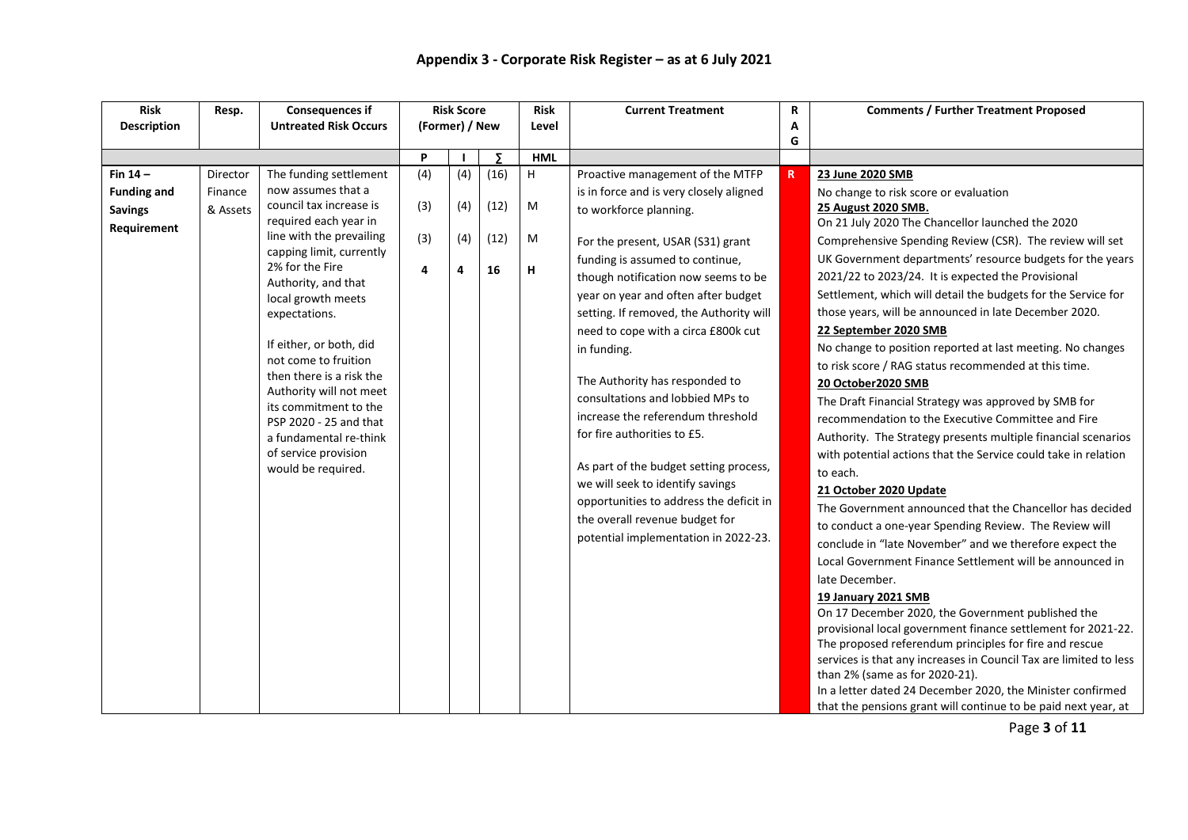## Appendix 3 - Corporate Risk Register – as at 6 July 2021

| Risk Description | Resp. | Consequences if Untreated Risk Occurs | Risk Score (Former) / New | | | Risk Level | Current Treatment | RAG | Comments / Further Treatment Proposed |
|---|---|---|---|---|---|---|---|---|---|
| | | | P | I | ∑ | HML | | | |
| **Fin 14 – Funding and Savings Requirement** | Director Finance & Assets | The funding settlement now assumes that a council tax increase is required each year in line with the prevailing capping limit, currently 2% for the Fire Authority, and that local growth meets expectations.<br><br>If either, or both, did not come to fruition then there is a risk the Authority will not meet its commitment to the PSP 2020 - 25 and that a fundamental re-think of service provision would be required. | (4)<br>(3)<br>(3)<br>4 | (4)<br>(4)<br>(4)<br>4 | (16)<br>(12)<br>(12)<br>16 | H<br>M<br>M<br>H | Proactive management of the MTFP is in force and is very closely aligned to workforce planning.<br><br>For the present, USAR (S31) grant funding is assumed to continue, though notification now seems to be year on year and often after budget setting. If removed, the Authority will need to cope with a circa £800k cut in funding.<br><br>The Authority has responded to consultations and lobbied MPs to increase the referendum threshold for fire authorities to £5.<br><br>As part of the budget setting process, we will seek to identify savings opportunities to address the deficit in the overall revenue budget for potential implementation in 2022-23. | R | **23 June 2020 SMB**<br>No change to risk score or evaluation<br>**25 August 2020 SMB.**<br>On 21 July 2020 The Chancellor launched the 2020 Comprehensive Spending Review (CSR). The review will set UK Government departments' resource budgets for the years 2021/22 to 2023/24. It is expected the Provisional Settlement, which will detail the budgets for the Service for those years, will be announced in late December 2020.<br>**22 September 2020 SMB**<br>No change to position reported at last meeting. No changes to risk score / RAG status recommended at this time.<br>**20 October2020 SMB**<br>The Draft Financial Strategy was approved by SMB for recommendation to the Executive Committee and Fire Authority. The Strategy presents multiple financial scenarios with potential actions that the Service could take in relation to each.<br>**21 October 2020 Update**<br>The Government announced that the Chancellor has decided to conduct a one-year Spending Review. The Review will conclude in "late November" and we therefore expect the Local Government Finance Settlement will be announced in late December.<br>**19 January 2021 SMB**<br>On 17 December 2020, the Government published the provisional local government finance settlement for 2021-22. The proposed referendum principles for fire and rescue services is that any increases in Council Tax are limited to less than 2% (same as for 2020-21).<br>In a letter dated 24 December 2020, the Minister confirmed that the pensions grant will continue to be paid next year, at |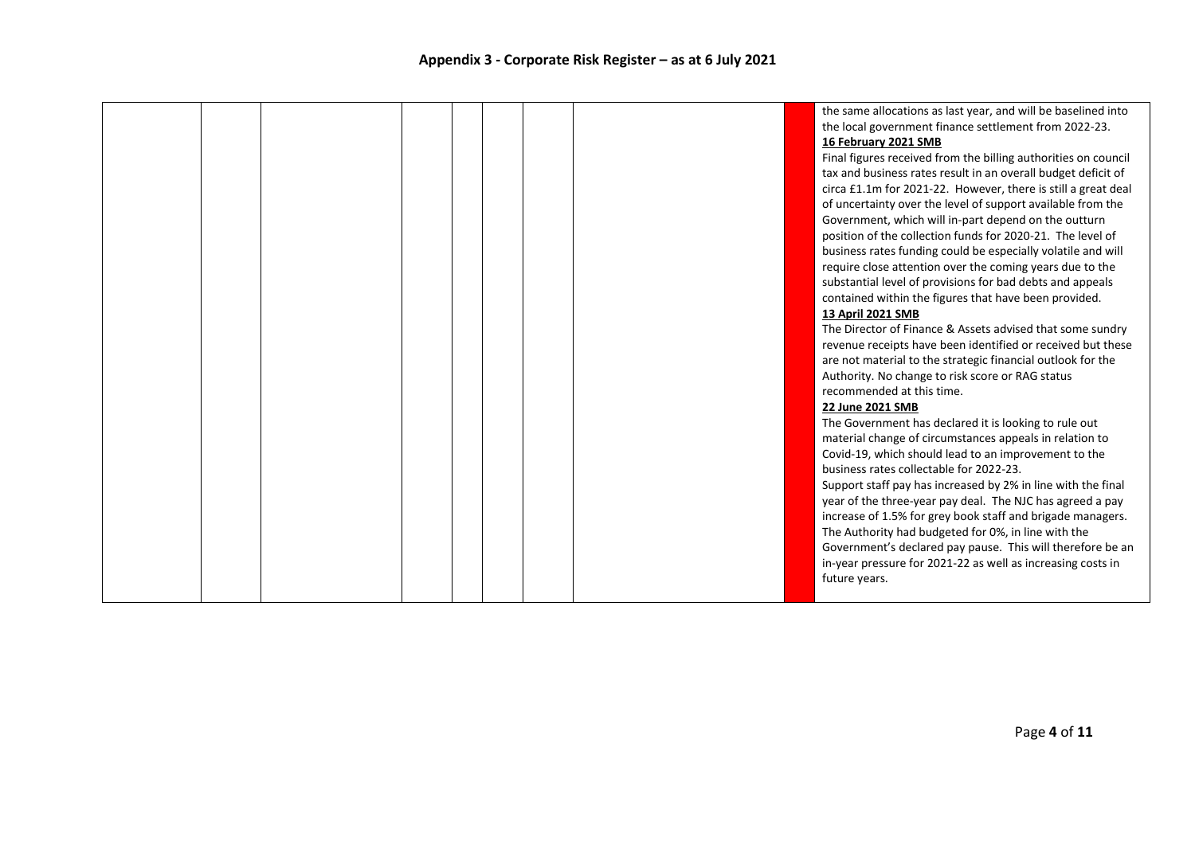## Appendix 3 - Corporate Risk Register – as at 6 July 2021

| | | | | | | | | | |
|---|---|---|---|---|---|---|---|---|---|
| | | | | | | | | | the same allocations as last year, and will be baselined into the local government finance settlement from 2022-23.<br>**16 February 2021 SMB**<br>Final figures received from the billing authorities on council tax and business rates result in an overall budget deficit of circa £1.1m for 2021-22. However, there is still a great deal of uncertainty over the level of support available from the Government, which will in-part depend on the outturn position of the collection funds for 2020-21. The level of business rates funding could be especially volatile and will require close attention over the coming years due to the substantial level of provisions for bad debts and appeals contained within the figures that have been provided.<br>**13 April 2021 SMB**<br>The Director of Finance & Assets advised that some sundry revenue receipts have been identified or received but these are not material to the strategic financial outlook for the Authority. No change to risk score or RAG status recommended at this time.<br>**22 June 2021 SMB**<br>The Government has declared it is looking to rule out material change of circumstances appeals in relation to Covid-19, which should lead to an improvement to the business rates collectable for 2022-23.<br>Support staff pay has increased by 2% in line with the final year of the three-year pay deal. The NJC has agreed a pay increase of 1.5% for grey book staff and brigade managers. The Authority had budgeted for 0%, in line with the Government's declared pay pause. This will therefore be an in-year pressure for 2021-22 as well as increasing costs in future years. |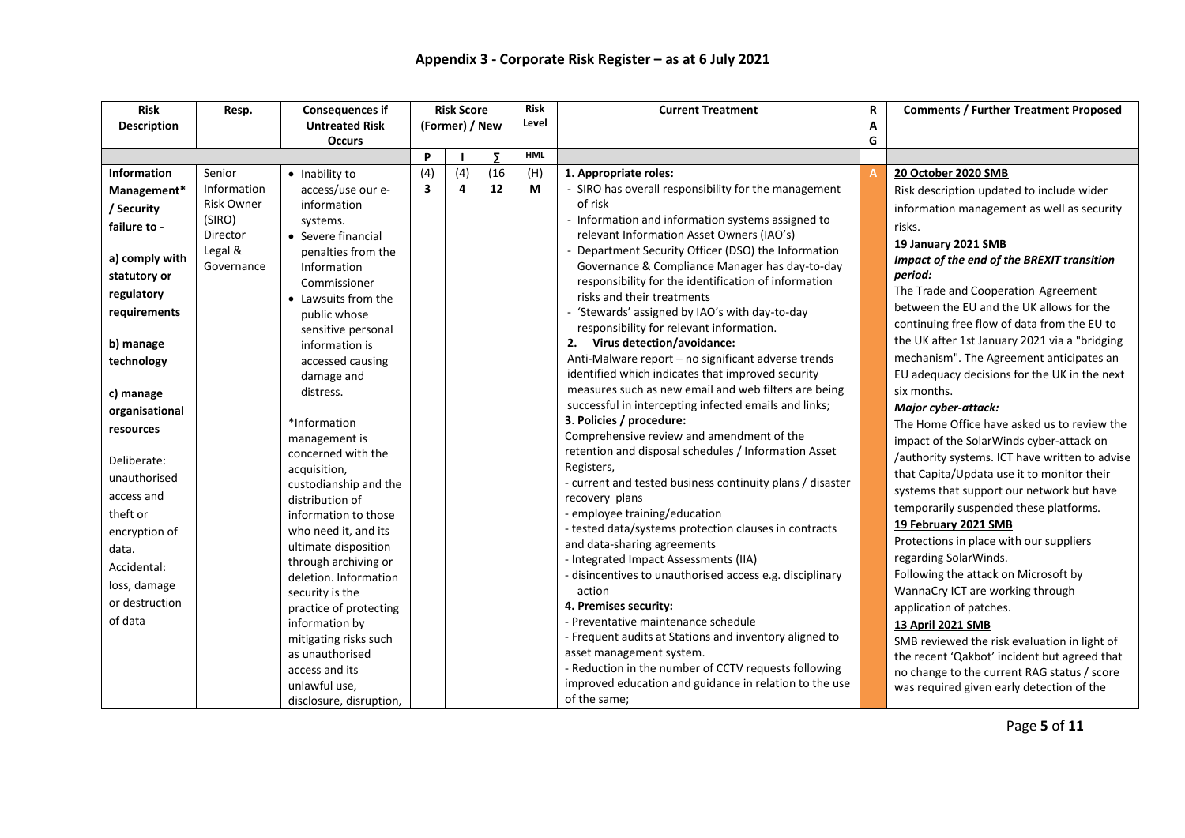# Appendix 3 - Corporate Risk Register – as at 6 July 2021

| Risk Description | Resp. | Consequences if Untreated Risk Occurs | Risk Score (Former) / New | | | Risk Level | Current Treatment | RAG | Comments / Further Treatment Proposed |
|---|---|---|---|---|---|---|---|---|---|
| | | | P | I | ∑ | HML | | | |
| **Information Management* / Security failure to -**<br><br>**a) comply with statutory or regulatory requirements**<br><br>**b) manage technology**<br><br>**c) manage organisational resources**<br><br>Deliberate: unauthorised access and theft or encryption of data.<br>Accidental: loss, damage or destruction of data | Senior Information Risk Owner (SIRO) Director Legal & Governance | • Inability to access/use our e-information systems.<br>• Severe financial penalties from the Information Commissioner<br>• Lawsuits from the public whose sensitive personal information is accessed causing damage and distress.<br><br>*Information management is concerned with the acquisition, custodianship and the distribution of information to those who need it, and its ultimate disposition through archiving or deletion. Information security is the practice of protecting information by mitigating risks such as unauthorised access and its unlawful use, disclosure, disruption, | (4)<br>**3** | (4)<br>**4** | (16<br>**12** | (H)<br>**M** | **1. Appropriate roles:**<br>- SIRO has overall responsibility for the management of risk<br>- Information and information systems assigned to relevant Information Asset Owners (IAO's)<br>- Department Security Officer (DSO) the Information Governance & Compliance Manager has day-to-day responsibility for the identification of information risks and their treatments<br>- 'Stewards' assigned by IAO's with day-to-day responsibility for relevant information.<br>**2. Virus detection/avoidance:**<br>Anti-Malware report – no significant adverse trends identified which indicates that improved security measures such as new email and web filters are being successful in intercepting infected emails and links;<br>**3. Policies / procedure:**<br>Comprehensive review and amendment of the retention and disposal schedules / Information Asset Registers,<br>- current and tested business continuity plans / disaster recovery plans<br>- employee training/education<br>- tested data/systems protection clauses in contracts and data-sharing agreements<br>- Integrated Impact Assessments (IIA)<br>- disincentives to unauthorised access e.g. disciplinary action<br>**4. Premises security:**<br>- Preventative maintenance schedule<br>- Frequent audits at Stations and inventory aligned to asset management system.<br>- Reduction in the number of CCTV requests following improved education and guidance in relation to the use of the same; | A | **20 October 2020 SMB**<br>Risk description updated to include wider information management as well as security risks.<br>**19 January 2021 SMB**<br>***Impact of the end of the BREXIT transition period:***<br>The Trade and Cooperation Agreement between the EU and the UK allows for the continuing free flow of data from the EU to the UK after 1st January 2021 via a "bridging mechanism". The Agreement anticipates an EU adequacy decisions for the UK in the next six months.<br>***Major cyber-attack:***<br>The Home Office have asked us to review the impact of the SolarWinds cyber-attack on /authority systems. ICT have written to advise that Capita/Updata use it to monitor their systems that support our network but have temporarily suspended these platforms.<br>**19 February 2021 SMB**<br>Protections in place with our suppliers regarding SolarWinds.<br>Following the attack on Microsoft by WannaCry ICT are working through application of patches.<br>**13 April 2021 SMB**<br>SMB reviewed the risk evaluation in light of the recent 'Qakbot' incident but agreed that no change to the current RAG status / score was required given early detection of the |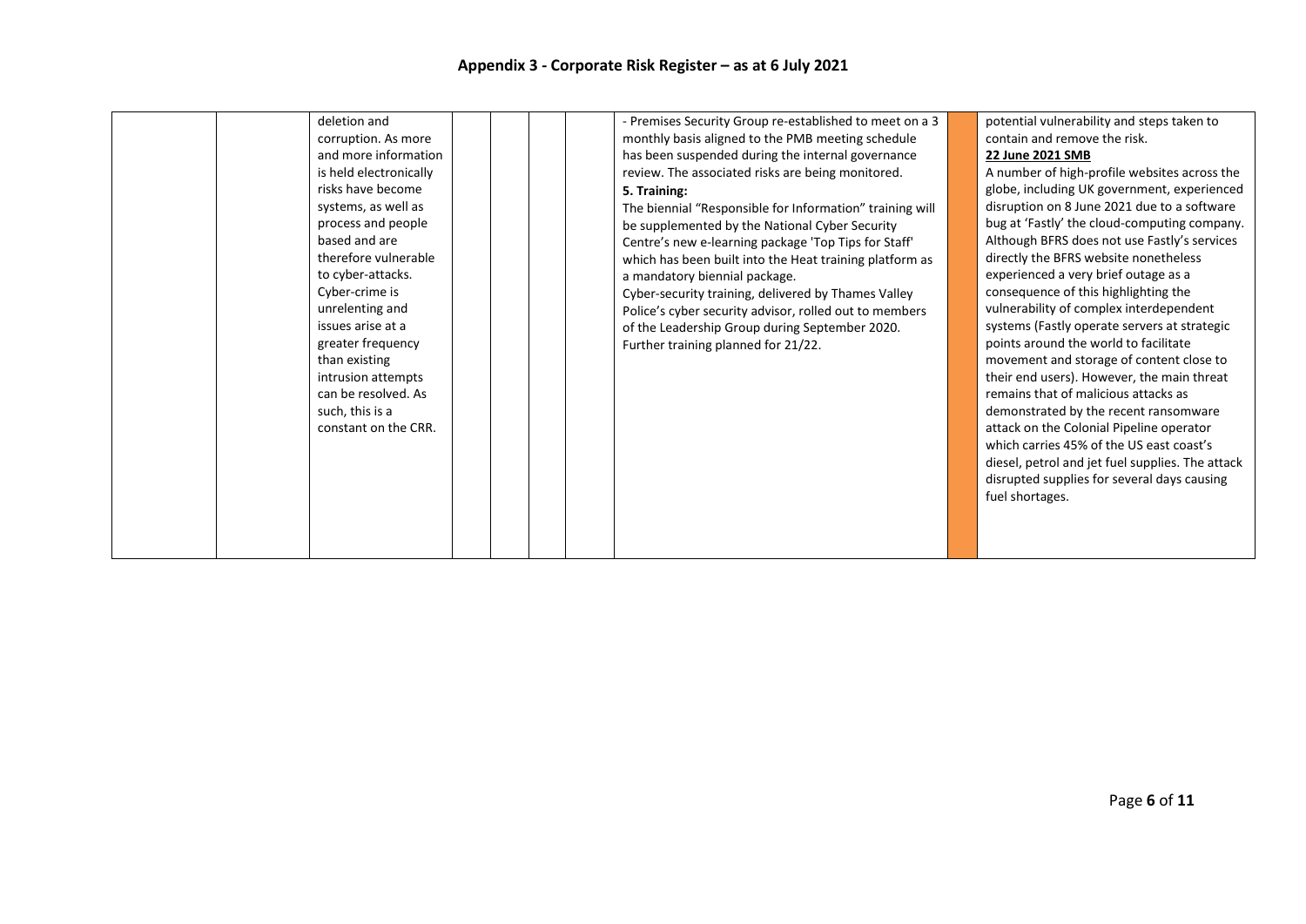## Appendix 3 - Corporate Risk Register – as at 6 July 2021

| | | | | | | | | |
|---|---|---|---|---|---|---|---|---|
| | | deletion and corruption. As more and more information is held electronically risks have become systems, as well as process and people based and are therefore vulnerable to cyber-attacks. Cyber-crime is unrelenting and issues arise at a greater frequency than existing intrusion attempts can be resolved. As such, this is a constant on the CRR. | | | | - Premises Security Group re-established to meet on a 3 monthly basis aligned to the PMB meeting schedule has been suspended during the internal governance review. The associated risks are being monitored.<br>**5. Training:**<br>The biennial "Responsible for Information" training will be supplemented by the National Cyber Security Centre's new e-learning package 'Top Tips for Staff' which has been built into the Heat training platform as a mandatory biennial package.<br>Cyber-security training, delivered by Thames Valley Police's cyber security advisor, rolled out to members of the Leadership Group during September 2020. Further training planned for 21/22. | | potential vulnerability and steps taken to contain and remove the risk.<br>**22 June 2021 SMB**<br>A number of high-profile websites across the globe, including UK government, experienced disruption on 8 June 2021 due to a software bug at 'Fastly' the cloud-computing company. Although BFRS does not use Fastly's services directly the BFRS website nonetheless experienced a very brief outage as a consequence of this highlighting the vulnerability of complex interdependent systems (Fastly operate servers at strategic points around the world to facilitate movement and storage of content close to their end users). However, the main threat remains that of malicious attacks as demonstrated by the recent ransomware attack on the Colonial Pipeline operator which carries 45% of the US east coast's diesel, petrol and jet fuel supplies. The attack disrupted supplies for several days causing fuel shortages. |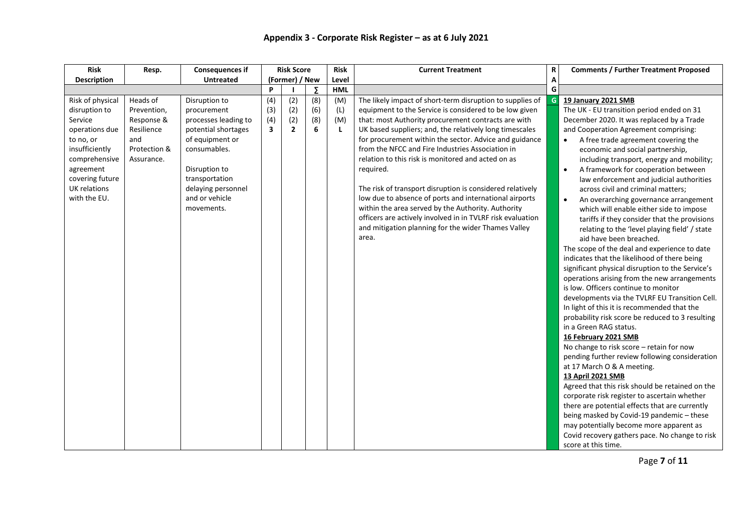# Appendix 3 - Corporate Risk Register – as at 6 July 2021

| Risk Description | Resp. | Consequences if Untreated | Risk Score (Former) / New | | | Risk Level | Current Treatment | RAG | Comments / Further Treatment Proposed |
|---|---|---|---|---|---|---|---|---|---|
| | | | P | I | ∑ | HML | | | |
| Risk of physical disruption to Service operations due to no, or insufficiently comprehensive agreement covering future UK relations with the EU. | Heads of Prevention, Response & Resilience and Protection & Assurance. | Disruption to procurement processes leading to potential shortages of equipment or consumables.<br><br>Disruption to transportation delaying personnel and or vehicle movements. | (4)<br>(3)<br>(4)<br>**3** | (2)<br>(2)<br>(2)<br>**2** | (8)<br>(6)<br>(8)<br>**6** | (M)<br>(L)<br>(M)<br>**L** | The likely impact of short-term disruption to supplies of equipment to the Service is considered to be low given that: most Authority procurement contracts are with UK based suppliers; and, the relatively long timescales for procurement within the sector. Advice and guidance from the NFCC and Fire Industries Association in relation to this risk is monitored and acted on as required.<br><br>The risk of transport disruption is considered relatively low due to absence of ports and international airports within the area served by the Authority. Authority officers are actively involved in in TVLRF risk evaluation and mitigation planning for the wider Thames Valley area. | G | **19 January 2021 SMB**<br>The UK - EU transition period ended on 31 December 2020. It was replaced by a Trade and Cooperation Agreement comprising:<br>• A free trade agreement covering the economic and social partnership, including transport, energy and mobility;<br>• A framework for cooperation between law enforcement and judicial authorities across civil and criminal matters;<br>• An overarching governance arrangement which will enable either side to impose tariffs if they consider that the provisions relating to the 'level playing field' / state aid have been breached.<br>The scope of the deal and experience to date indicates that the likelihood of there being significant physical disruption to the Service's operations arising from the new arrangements is low. Officers continue to monitor developments via the TVLRF EU Transition Cell. In light of this it is recommended that the probability risk score be reduced to 3 resulting in a Green RAG status.<br>**16 February 2021 SMB**<br>No change to risk score – retain for now pending further review following consideration at 17 March O & A meeting.<br>**13 April 2021 SMB**<br>Agreed that this risk should be retained on the corporate risk register to ascertain whether there are potential effects that are currently being masked by Covid-19 pandemic – these may potentially become more apparent as Covid recovery gathers pace. No change to risk score at this time. |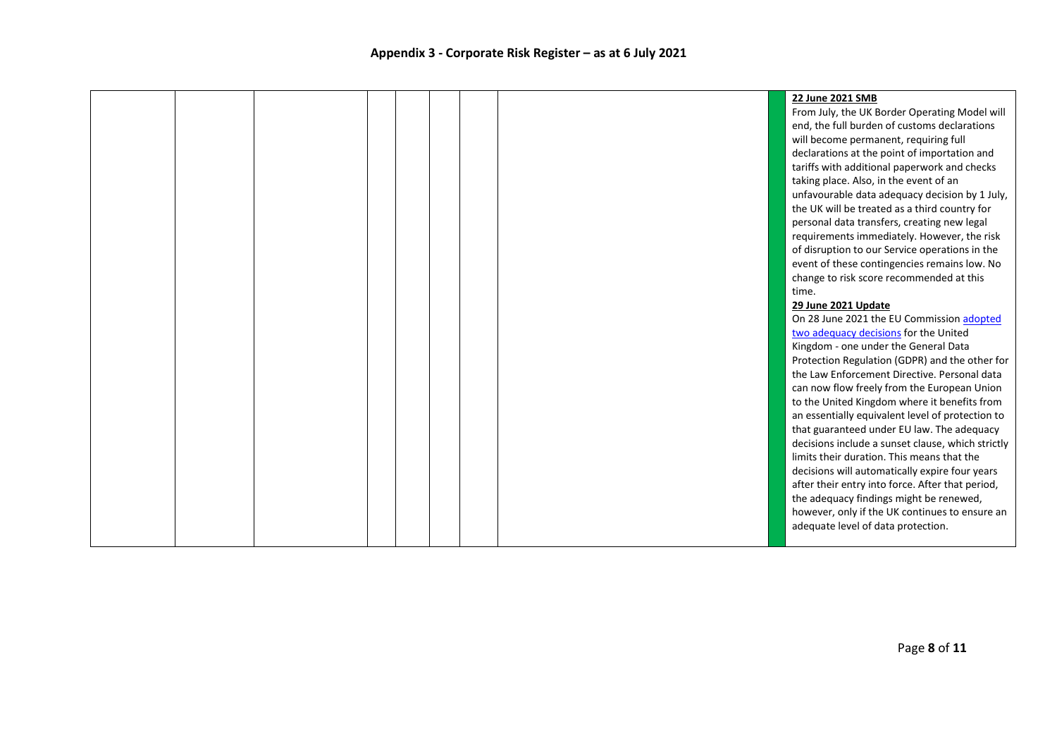## Appendix 3 - Corporate Risk Register – as at 6 July 2021

| | | | | | | | | | |
|---|---|---|---|---|---|---|---|---|---|
| | | | | | | | | | **22 June 2021 SMB**<br>From July, the UK Border Operating Model will end, the full burden of customs declarations will become permanent, requiring full declarations at the point of importation and tariffs with additional paperwork and checks taking place. Also, in the event of an unfavourable data adequacy decision by 1 July, the UK will be treated as a third country for personal data transfers, creating new legal requirements immediately. However, the risk of disruption to our Service operations in the event of these contingencies remains low. No change to risk score recommended at this time.<br>**29 June 2021 Update**<br>On 28 June 2021 the EU Commission adopted two adequacy decisions for the United Kingdom - one under the General Data Protection Regulation (GDPR) and the other for the Law Enforcement Directive. Personal data can now flow freely from the European Union to the United Kingdom where it benefits from an essentially equivalent level of protection to that guaranteed under EU law. The adequacy decisions include a sunset clause, which strictly limits their duration. This means that the decisions will automatically expire four years after their entry into force. After that period, the adequacy findings might be renewed, however, only if the UK continues to ensure an adequate level of data protection. |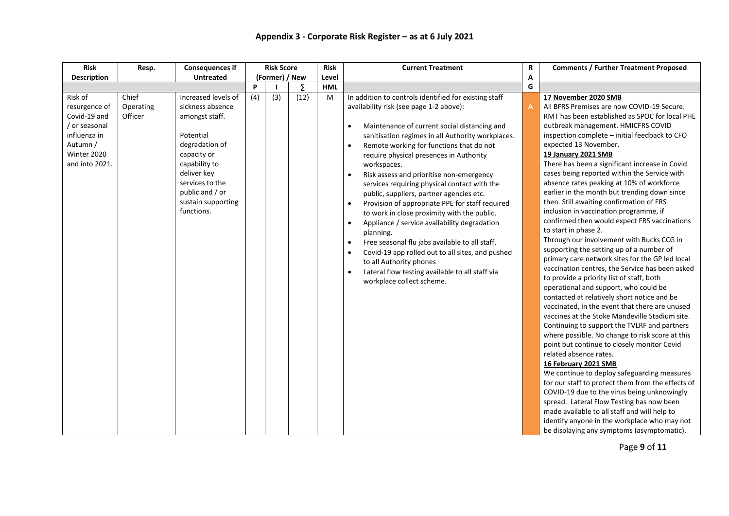## Appendix 3 - Corporate Risk Register – as at 6 July 2021

| Risk Description | Resp. | Consequences if Untreated | Risk Score (Former) / New | | | Risk Level | Current Treatment | RAG | Comments / Further Treatment Proposed |
|---|---|---|---|---|---|---|---|---|---|
| | | | P | I | ∑ | HML | | | |
| Risk of resurgence of Covid-19 and / or seasonal influenza in Autumn / Winter 2020 and into 2021. | Chief Operating Officer | Increased levels of sickness absence amongst staff.<br><br>Potential degradation of capacity or capability to deliver key services to the public and / or sustain supporting functions. | (4) | (3) | (12) | M | In addition to controls identified for existing staff availability risk (see page 1-2 above):<br><br>• Maintenance of current social distancing and sanitisation regimes in all Authority workplaces.<br>• Remote working for functions that do not require physical presences in Authority workspaces.<br>• Risk assess and prioritise non-emergency services requiring physical contact with the public, suppliers, partner agencies etc.<br>• Provision of appropriate PPE for staff required to work in close proximity with the public.<br>• Appliance / service availability degradation planning.<br>• Free seasonal flu jabs available to all staff.<br>• Covid-19 app rolled out to all sites, and pushed to all Authority phones<br>• Lateral flow testing available to all staff via workplace collect scheme. | A | **17 November 2020 SMB**<br>All BFRS Premises are now COVID-19 Secure. RMT has been established as SPOC for local PHE outbreak management. HMICFRS COVID inspection complete – initial feedback to CFO expected 13 November.<br>**19 January 2021 SMB**<br>There has been a significant increase in Covid cases being reported within the Service with absence rates peaking at 10% of workforce earlier in the month but trending down since then. Still awaiting confirmation of FRS inclusion in vaccination programme, if confirmed then would expect FRS vaccinations to start in phase 2.<br>Through our involvement with Bucks CCG in supporting the setting up of a number of primary care network sites for the GP led local vaccination centres, the Service has been asked to provide a priority list of staff, both operational and support, who could be contacted at relatively short notice and be vaccinated, in the event that there are unused vaccines at the Stoke Mandeville Stadium site. Continuing to support the TVLRF and partners where possible. No change to risk score at this point but continue to closely monitor Covid related absence rates.<br>**16 February 2021 SMB**<br>We continue to deploy safeguarding measures for our staff to protect them from the effects of COVID-19 due to the virus being unknowingly spread. Lateral Flow Testing has now been made available to all staff and will help to identify anyone in the workplace who may not be displaying any symptoms (asymptomatic). |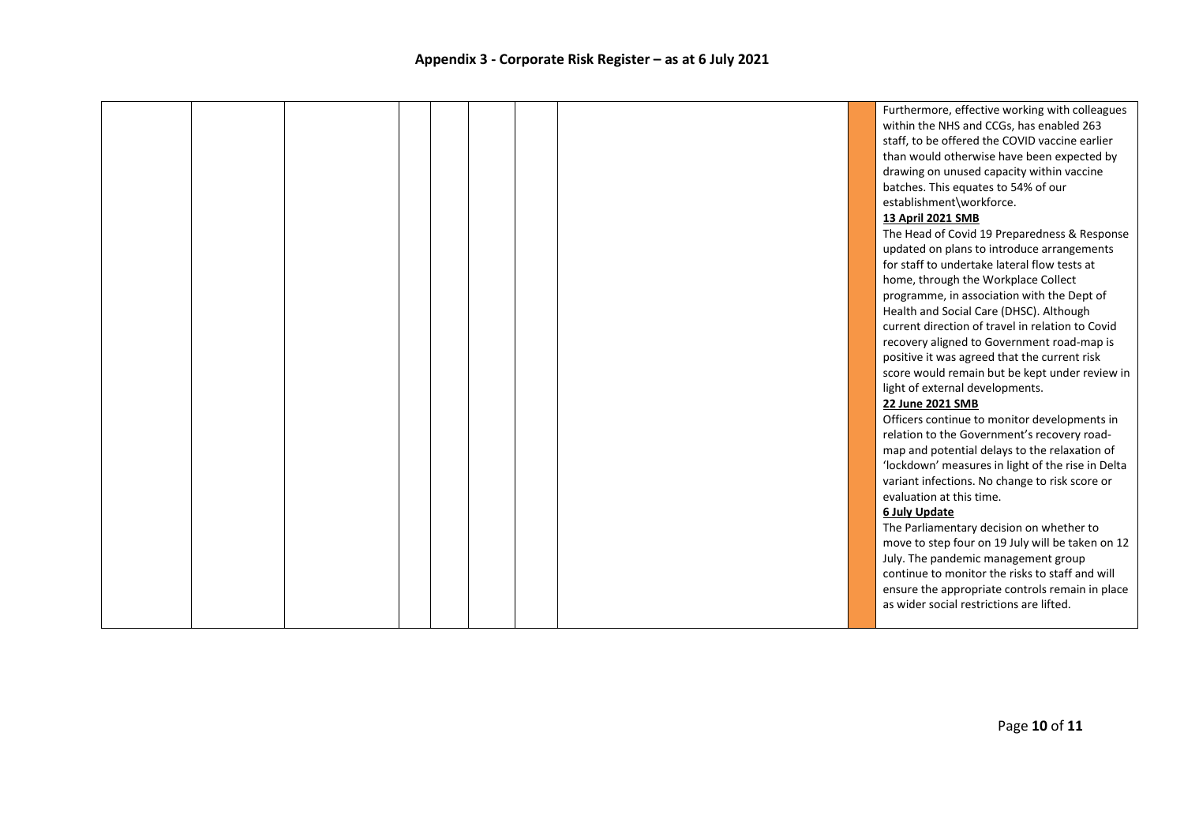| | | | | | | | | | |
|---|---|---|---|---|---|---|---|---|---|
| | | | | | | | | | Furthermore, effective working with colleagues within the NHS and CCGs, has enabled 263 staff, to be offered the COVID vaccine earlier than would otherwise have been expected by drawing on unused capacity within vaccine batches. This equates to 54% of our establishment\workforce.<br>**<u>13 April 2021 SMB</u>**<br>The Head of Covid 19 Preparedness & Response updated on plans to introduce arrangements for staff to undertake lateral flow tests at home, through the Workplace Collect programme, in association with the Dept of Health and Social Care (DHSC). Although current direction of travel in relation to Covid recovery aligned to Government road-map is positive it was agreed that the current risk score would remain but be kept under review in light of external developments.<br>**<u>22 June 2021 SMB</u>**<br>Officers continue to monitor developments in relation to the Government's recovery road-map and potential delays to the relaxation of 'lockdown' measures in light of the rise in Delta variant infections. No change to risk score or evaluation at this time.<br>**<u>6 July Update</u>**<br>The Parliamentary decision on whether to move to step four on 19 July will be taken on 12 July. The pandemic management group continue to monitor the risks to staff and will ensure the appropriate controls remain in place as wider social restrictions are lifted. |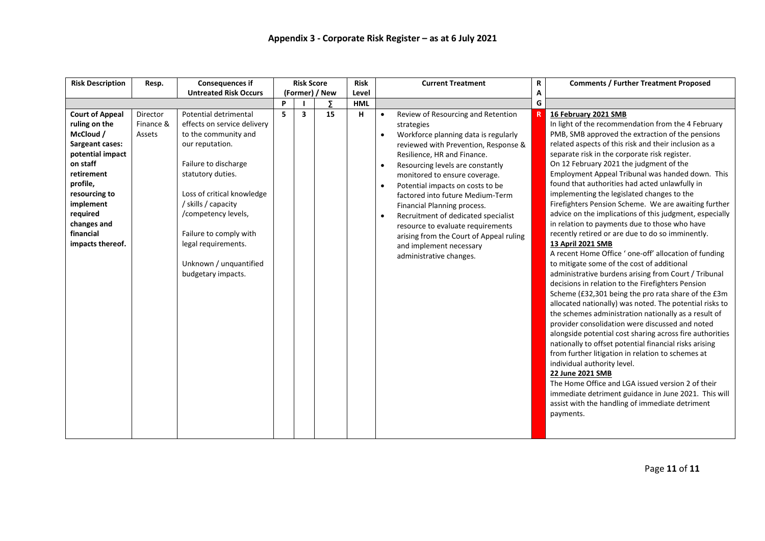# Appendix 3 - Corporate Risk Register – as at 6 July 2021

| Risk Description | Resp. | Consequences if Untreated Risk Occurs | Risk Score (Former) / New | | | Risk Level | Current Treatment | RAG | Comments / Further Treatment Proposed |
|---|---|---|---|---|---|---|---|---|---|
| | | | P | I | ∑ | HML | | | |
| **Court of Appeal ruling on the McCloud / Sargeant cases: potential impact on staff retirement profile, resourcing to implement required changes and financial impacts thereof.** | Director Finance & Assets | Potential detrimental effects on service delivery to the community and our reputation.<br><br>Failure to discharge statutory duties.<br><br>Loss of critical knowledge / skills / capacity /competency levels,<br><br>Failure to comply with legal requirements.<br><br>Unknown / unquantified budgetary impacts. | 5 | 3 | 15 | H | • Review of Resourcing and Retention strategies<br>• Workforce planning data is regularly reviewed with Prevention, Response & Resilience, HR and Finance.<br>• Resourcing levels are constantly monitored to ensure coverage.<br>• Potential impacts on costs to be factored into future Medium-Term Financial Planning process.<br>• Recruitment of dedicated specialist resource to evaluate requirements arising from the Court of Appeal ruling and implement necessary administrative changes. | R | **16 February 2021 SMB**<br>In light of the recommendation from the 4 February PMB, SMB approved the extraction of the pensions related aspects of this risk and their inclusion as a separate risk in the corporate risk register.<br>On 12 February 2021 the judgment of the Employment Appeal Tribunal was handed down. This found that authorities had acted unlawfully in implementing the legislated changes to the Firefighters Pension Scheme. We are awaiting further advice on the implications of this judgment, especially in relation to payments due to those who have recently retired or are due to do so imminently.<br>**13 April 2021 SMB**<br>A recent Home Office ' one-off' allocation of funding to mitigate some of the cost of additional administrative burdens arising from Court / Tribunal decisions in relation to the Firefighters Pension Scheme (£32,301 being the pro rata share of the £3m allocated nationally) was noted. The potential risks to the schemes administration nationally as a result of provider consolidation were discussed and noted alongside potential cost sharing across fire authorities nationally to offset potential financial risks arising from further litigation in relation to schemes at individual authority level.<br>**22 June 2021 SMB**<br>The Home Office and LGA issued version 2 of their immediate detriment guidance in June 2021. This will assist with the handling of immediate detriment payments. |